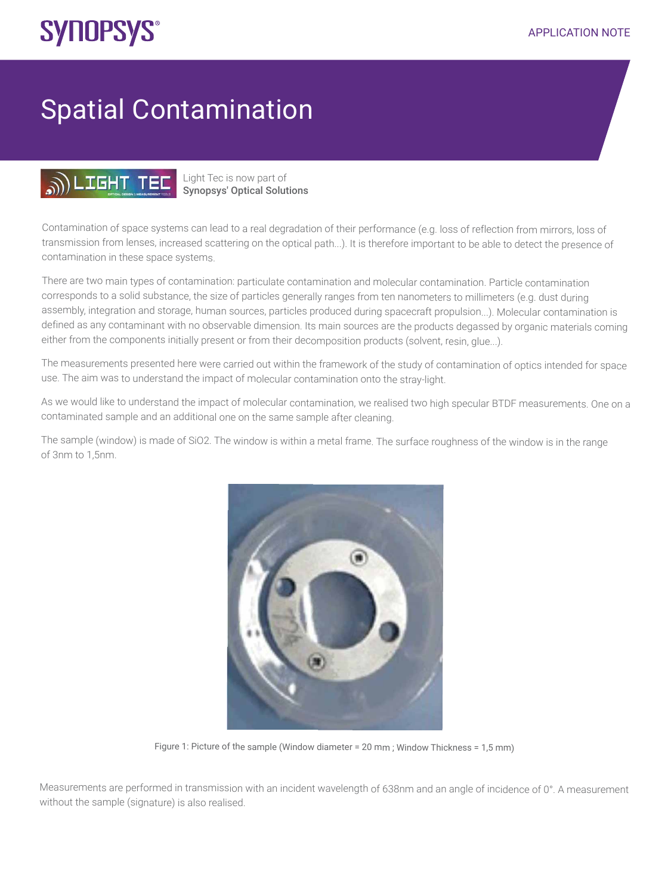# Spatial Contamination

Light Tec is now part of **Synopsys' Optical Solutions**

Contamination of space systems can lead to a real degradation of their performance (e.g. loss of reflection from mirrors, loss of transmission from lenses, increased scattering on the optical path...). It is therefore important to be able to detect the presence of contamination in these space systems.

There are two main types of contamination: particulate contamination and molecular contamination. Particle contamination corresponds to a solid substance, the size of particles generally ranges from ten nanometers to millimeters (e.g. dust during assembly, integration and storage, human sources, particles produced during spacecraft propulsion...). Molecular contamination is defined as any contaminant with no observable dimension. Its main sources are the products degassed by organic materials coming either from the components initially present or from their decomposition products (solvent, resin, glue...).

The measurements presented here were carried out within the framework of the study of contamination of optics intended for space use. The aim was to understand the impact of molecular contamination onto the stray-light.

As we would like to understand the impact of molecular contamination, we realised two high specular BTDF measurements. One on a contaminated sample and an additional one on the same sample after cleaning.

The sample (window) is made of $SiO_2$. The window is within a metal frame. The surface roughness of the window is in the range of 3nm to 1,5nm.

Figure 1: Picture of the sample (Window diameter = 20 mm ; Window Thickness = 1,5 mm)

Measurements are performed in transmission with an incident wavelength of 638nm and an angle of incidence of 0°. A measurement without the sample (signature) is also realised.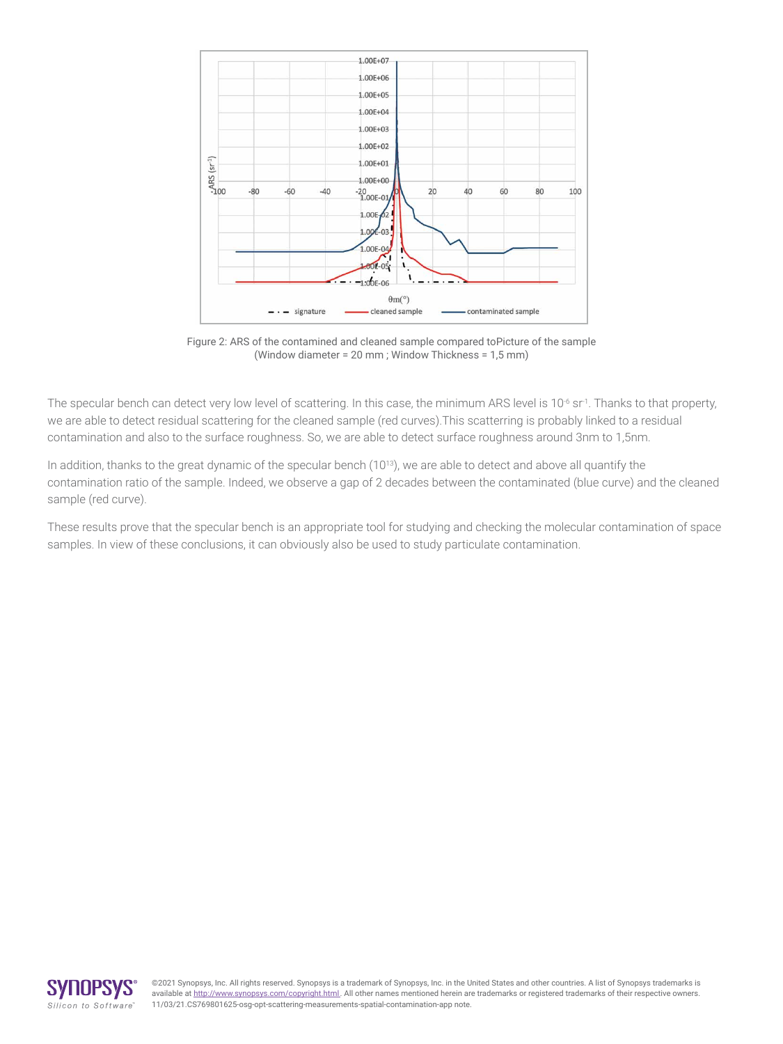1.00E+07
1.00E+06
1.00E+05
1.00E+04
1.00E+03
1.00E+02
1.00E+01
1.00E+00
1.00E-01
1.00E-02
1.00E-03
1.00E-04
1.00E-05
1.00E-06

ARS (sr⁻¹)

-100 -80 -60 -40 -20 0 20 40 60 80 100

θm(°)

signature — cleaned sample — contaminated sample

Figure 2: ARS of the contamined and cleaned sample compared toPicture of the sample
(Window diameter = 20 mm ; Window Thickness = 1,5 mm)

The specular bench can detect very low level of scattering. In this case, the minimum ARS level is $10^{-6}$ $sr^{-1}$. Thanks to that property, we are able to detect residual scattering for the cleaned sample (red curves).This scatterring is probably linked to a residual contamination and also to the surface roughness. So, we are able to detect surface roughness around 3nm to 1,5nm.

In addition, thanks to the great dynamic of the specular bench ($10^{13}$), we are able to detect and above all quantify the contamination ratio of the sample. Indeed, we observe a gap of 2 decades between the contaminated (blue curve) and the cleaned sample (red curve).

These results prove that the specular bench is an appropriate tool for studying and checking the molecular contamination of space samples. In view of these conclusions, it can obviously also be used to study particulate contamination.

©2021 Synopsys, Inc. All rights reserved. Synopsys is a trademark of Synopsys, Inc. in the United States and other countries. A list of Synopsys trademarks is available at http://www.synopsys.com/copyright.html. All other names mentioned herein are trademarks or registered trademarks of their respective owners.
11/03/21.CS769801625-osg-opt-scattering-measurements-spatial-contamination-app note.